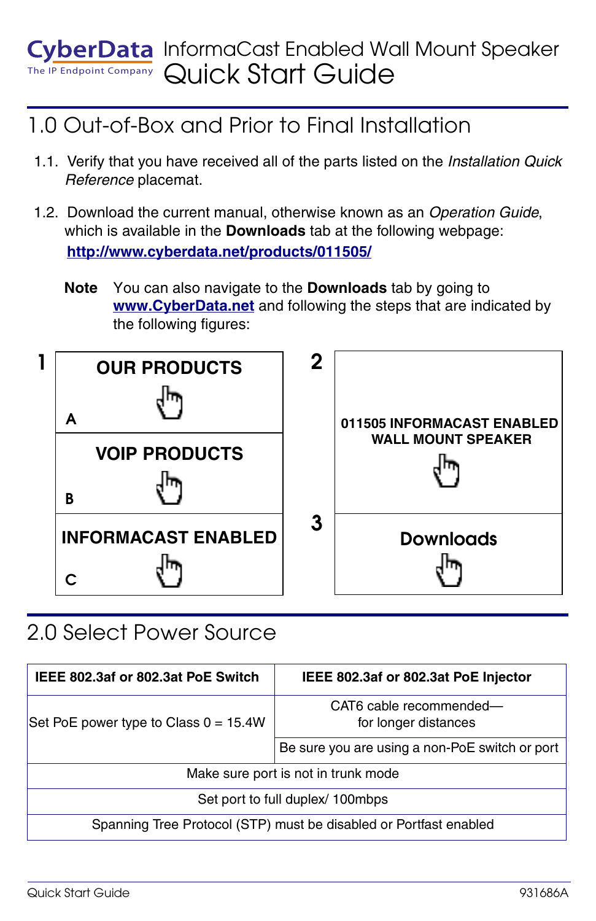# CyberData InformaCast Enabled Wall Mount Speaker Quick Start Guide

The IP Endpoint Company

## 1.0 Out-of-Box and Prior to Final Installation

1.1. Verify that you have received all of the parts listed on the *Installation Quick Reference* placemat.

1.2. Download the current manual, otherwise known as an *Operation Guide*, which is available in the **Downloads** tab at the following webpage:
**http://www.cyberdata.net/products/011505/**

**Note** You can also navigate to the **Downloads** tab by going to **www.CyberData.net** and following the steps that are indicated by the following figures:

1. 
   - A: **OUR PRODUCTS**
   - B: **VOIP PRODUCTS**
   - C: **INFORMACAST ENABLED**
2. **011505 INFORMACAST ENABLED WALL MOUNT SPEAKER**
3. **Downloads**

## 2.0 Select Power Source

| IEEE 802.3af or 802.3at PoE Switch | IEEE 802.3af or 802.3at PoE Injector |
|---|---|
| Set PoE power type to Class 0 = 15.4W | CAT6 cable recommended—for longer distances |
| | Be sure you are using a non-PoE switch or port |
| Make sure port is not in trunk mode | |
| Set port to full duplex/ 100mbps | |
| Spanning Tree Protocol (STP) must be disabled or Portfast enabled | |

Quick Start Guide 931686A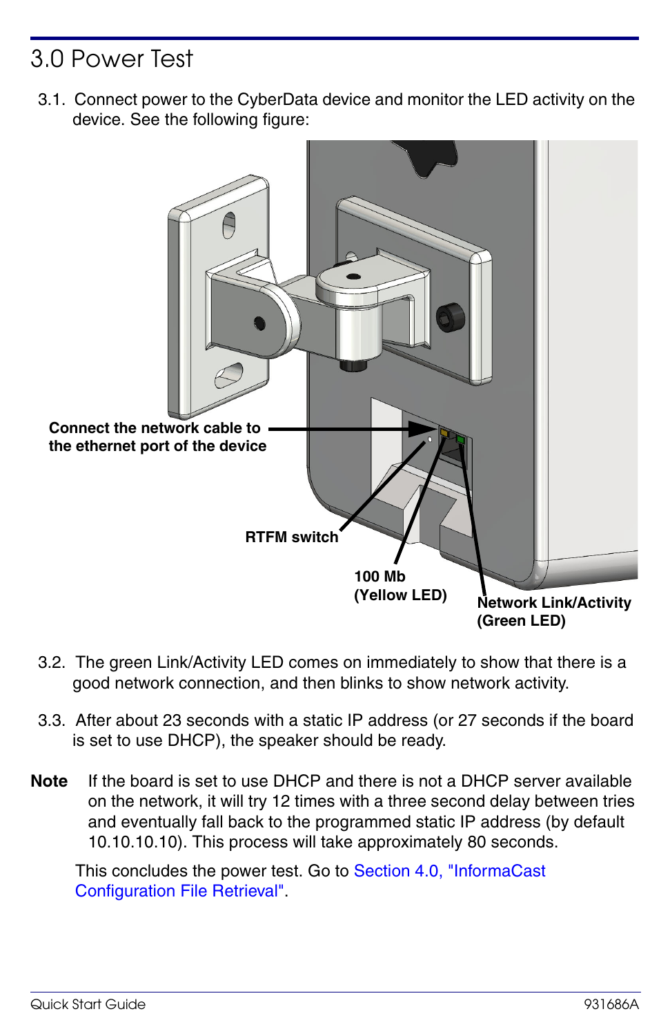# 3.0 Power Test

3.1. Connect power to the CyberData device and monitor the LED activity on the device. See the following figure:

Connect the network cable to the ethernet port of the device

RTFM switch

100 Mb (Yellow LED)

Network Link/Activity (Green LED)

3.2. The green Link/Activity LED comes on immediately to show that there is a good network connection, and then blinks to show network activity.

3.3. After about 23 seconds with a static IP address (or 27 seconds if the board is set to use DHCP), the speaker should be ready.

**Note** If the board is set to use DHCP and there is not a DHCP server available on the network, it will try 12 times with a three second delay between tries and eventually fall back to the programmed static IP address (by default 10.10.10.10). This process will take approximately 80 seconds.

This concludes the power test. Go to Section 4.0, "InformaCast Configuration File Retrieval".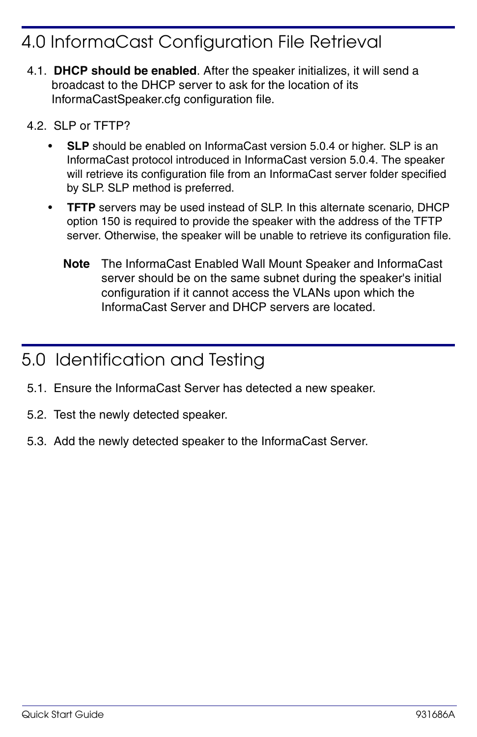# 4.0 InformaCast Configuration File Retrieval

4.1. **DHCP should be enabled**. After the speaker initializes, it will send a broadcast to the DHCP server to ask for the location of its InformaCastSpeaker.cfg configuration file.

4.2. SLP or TFTP?

- **SLP** should be enabled on InformaCast version 5.0.4 or higher. SLP is an InformaCast protocol introduced in InformaCast version 5.0.4. The speaker will retrieve its configuration file from an InformaCast server folder specified by SLP. SLP method is preferred.
- **TFTP** servers may be used instead of SLP. In this alternate scenario, DHCP option 150 is required to provide the speaker with the address of the TFTP server. Otherwise, the speaker will be unable to retrieve its configuration file.

**Note** The InformaCast Enabled Wall Mount Speaker and InformaCast server should be on the same subnet during the speaker's initial configuration if it cannot access the VLANs upon which the InformaCast Server and DHCP servers are located.

# 5.0 Identification and Testing

5.1. Ensure the InformaCast Server has detected a new speaker.

5.2. Test the newly detected speaker.

5.3. Add the newly detected speaker to the InformaCast Server.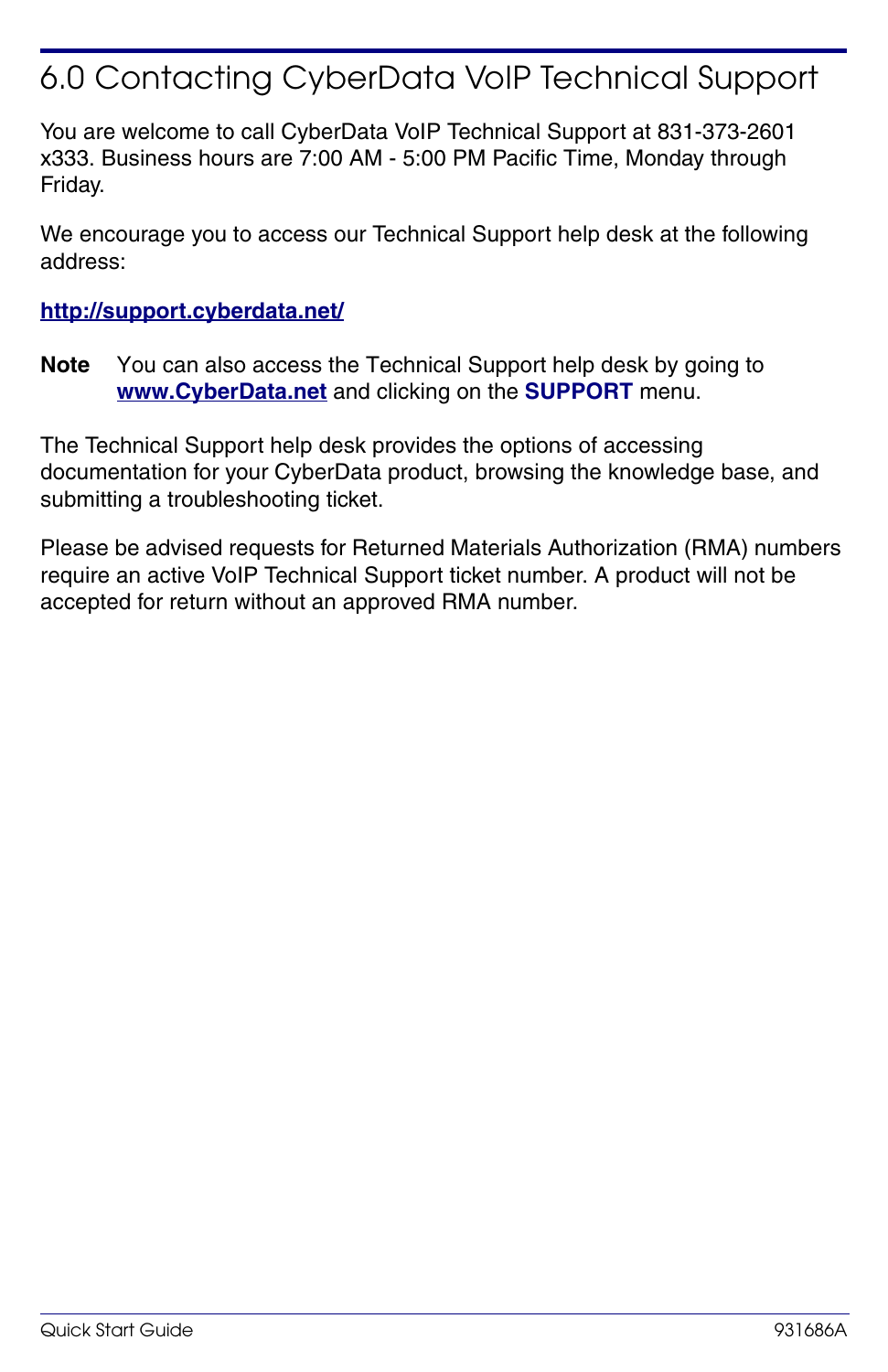# 6.0 Contacting CyberData VoIP Technical Support

You are welcome to call CyberData VoIP Technical Support at 831-373-2601 x333. Business hours are 7:00 AM - 5:00 PM Pacific Time, Monday through Friday.

We encourage you to access our Technical Support help desk at the following address:

**http://support.cyberdata.net/**

**Note** You can also access the Technical Support help desk by going to **www.CyberData.net** and clicking on the **SUPPORT** menu.

The Technical Support help desk provides the options of accessing documentation for your CyberData product, browsing the knowledge base, and submitting a troubleshooting ticket.

Please be advised requests for Returned Materials Authorization (RMA) numbers require an active VoIP Technical Support ticket number. A product will not be accepted for return without an approved RMA number.